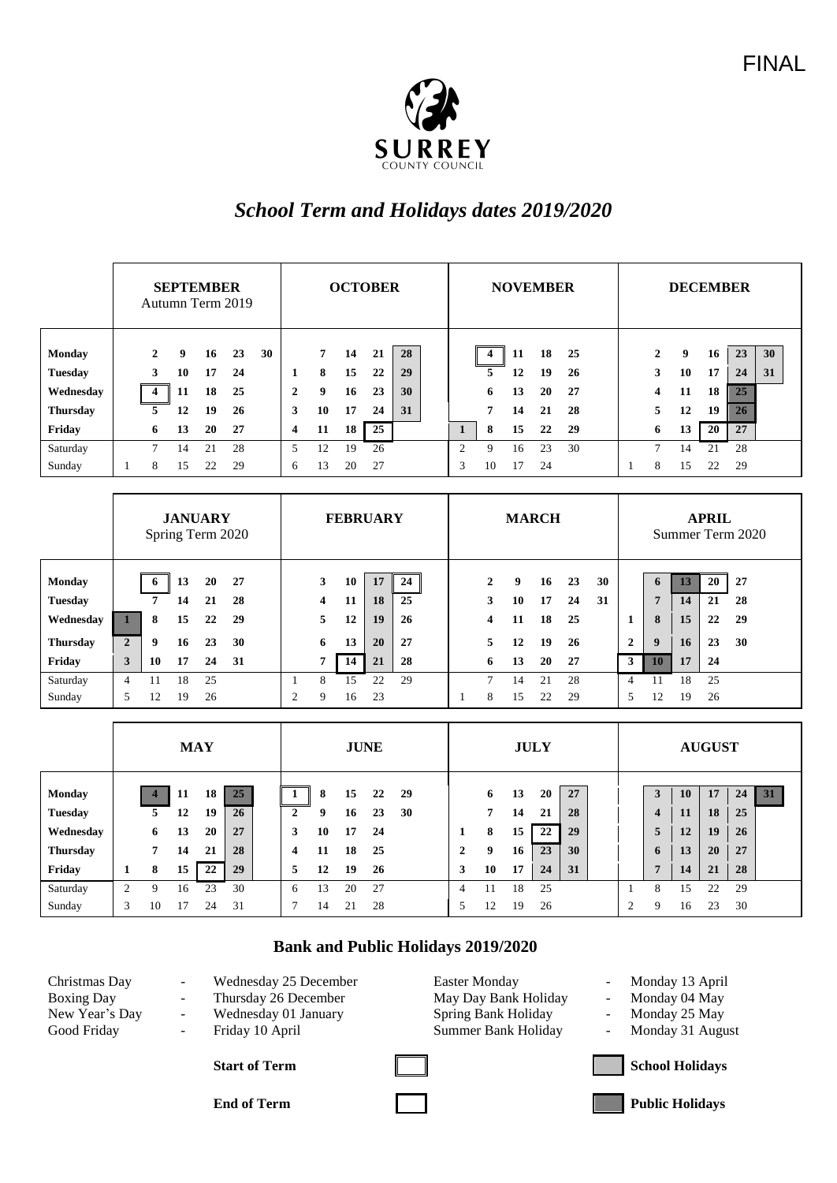FINAL

SURREY
COUNTY COUNCIL

# *School Term and Holidays dates 2019/2020*

| | SEPTEMBER Autumn Term 2019 | | | | | | OCTOBER | | | | | NOVEMBER | | | | | DECEMBER | | | | | |
|---|---|---|---|---|---|---|---|---|---|---|---|---|---|---|---|---|---|---|---|---|---|---|
| **Monday** | | 2 | 9 | 16 | 23 | 30 | | 7 | 14 | 21 | 28 | | 4 | 11 | 18 | 25 | | 2 | 9 | 16 | 23 | 30 |
| **Tuesday** | | 3 | 10 | 17 | 24 | | 1 | 8 | 15 | 22 | 29 | | 5 | 12 | 19 | 26 | | 3 | 10 | 17 | 24 | 31 |
| **Wednesday** | | 4 | 11 | 18 | 25 | | 2 | 9 | 16 | 23 | 30 | | 6 | 13 | 20 | 27 | | 4 | 11 | 18 | 25 | |
| **Thursday** | | 5 | 12 | 19 | 26 | | 3 | 10 | 17 | 24 | 31 | | 7 | 14 | 21 | 28 | | 5 | 12 | 19 | 26 | |
| **Friday** | | 6 | 13 | 20 | 27 | | 4 | 11 | 18 | 25 | | 1 | 8 | 15 | 22 | 29 | | 6 | 13 | 20 | 27 | |
| Saturday | | 7 | 14 | 21 | 28 | | 5 | 12 | 19 | 26 | | 2 | 9 | 16 | 23 | 30 | | 7 | 14 | 21 | 28 | |
| Sunday | 1 | 8 | 15 | 22 | 29 | | 6 | 13 | 20 | 27 | | 3 | 10 | 17 | 24 | | 1 | 8 | 15 | 22 | 29 | |

| | JANUARY Spring Term 2020 | | | | | FEBRUARY | | | | | MARCH | | | | | | APRIL Summer Term 2020 | | | | |
|---|---|---|---|---|---|---|---|---|---|---|---|---|---|---|---|---|---|---|---|---|---|
| **Monday** | | 6 | 13 | 20 | 27 | | 3 | 10 | 17 | 24 | | 2 | 9 | 16 | 23 | 30 | | 6 | 13 | 20 | 27 |
| **Tuesday** | | 7 | 14 | 21 | 28 | | 4 | 11 | 18 | 25 | | 3 | 10 | 17 | 24 | 31 | | 7 | 14 | 21 | 28 |
| **Wednesday** | 1 | 8 | 15 | 22 | 29 | | 5 | 12 | 19 | 26 | | 4 | 11 | 18 | 25 | | 1 | 8 | 15 | 22 | 29 |
| **Thursday** | 2 | 9 | 16 | 23 | 30 | | 6 | 13 | 20 | 27 | | 5 | 12 | 19 | 26 | | 2 | 9 | 16 | 23 | 30 |
| **Friday** | 3 | 10 | 17 | 24 | 31 | | 7 | 14 | 21 | 28 | | 6 | 13 | 20 | 27 | | 3 | 10 | 17 | 24 | |
| Saturday | 4 | 11 | 18 | 25 | | 1 | 8 | 15 | 22 | 29 | | 7 | 14 | 21 | 28 | | 4 | 11 | 18 | 25 | |
| Sunday | 5 | 12 | 19 | 26 | | 2 | 9 | 16 | 23 | | 1 | 8 | 15 | 22 | 29 | | 5 | 12 | 19 | 26 | |

| | MAY | | | | | JUNE | | | | | JULY | | | | | AUGUST | | | | | |
|---|---|---|---|---|---|---|---|---|---|---|---|---|---|---|---|---|---|---|---|---|---|
| **Monday** | | 4 | 11 | 18 | 25 | 1 | 8 | 15 | 22 | 29 | | 6 | 13 | 20 | 27 | | 3 | 10 | 17 | 24 | 31 |
| **Tuesday** | | 5 | 12 | 19 | 26 | 2 | 9 | 16 | 23 | 30 | | 7 | 14 | 21 | 28 | | 4 | 11 | 18 | 25 | |
| **Wednesday** | | 6 | 13 | 20 | 27 | 3 | 10 | 17 | 24 | | 1 | 8 | 15 | 22 | 29 | | 5 | 12 | 19 | 26 | |
| **Thursday** | | 7 | 14 | 21 | 28 | 4 | 11 | 18 | 25 | | 2 | 9 | 16 | 23 | 30 | | 6 | 13 | 20 | 27 | |
| **Friday** | 1 | 8 | 15 | 22 | 29 | 5 | 12 | 19 | 26 | | 3 | 10 | 17 | 24 | 31 | | 7 | 14 | 21 | 28 | |
| Saturday | 2 | 9 | 16 | 23 | 30 | 6 | 13 | 20 | 27 | | 4 | 11 | 18 | 25 | | 1 | 8 | 15 | 22 | 29 | |
| Sunday | 3 | 10 | 17 | 24 | 31 | 7 | 14 | 21 | 28 | | 5 | 12 | 19 | 26 | | 2 | 9 | 16 | 23 | 30 | |

## Bank and Public Holidays 2019/2020

| | | | | | |
|---|---|---|---|---|---|
| Christmas Day | - | Wednesday 25 December | Easter Monday | - | Monday 13 April |
| Boxing Day | - | Thursday 26 December | May Day Bank Holiday | - | Monday 04 May |
| New Year's Day | - | Wednesday 01 January | Spring Bank Holiday | - | Monday 25 May |
| Good Friday | - | Friday 10 April | Summer Bank Holiday | - | Monday 31 August |

**Start of Term** | **School Holidays**

**End of Term** | **Public Holidays**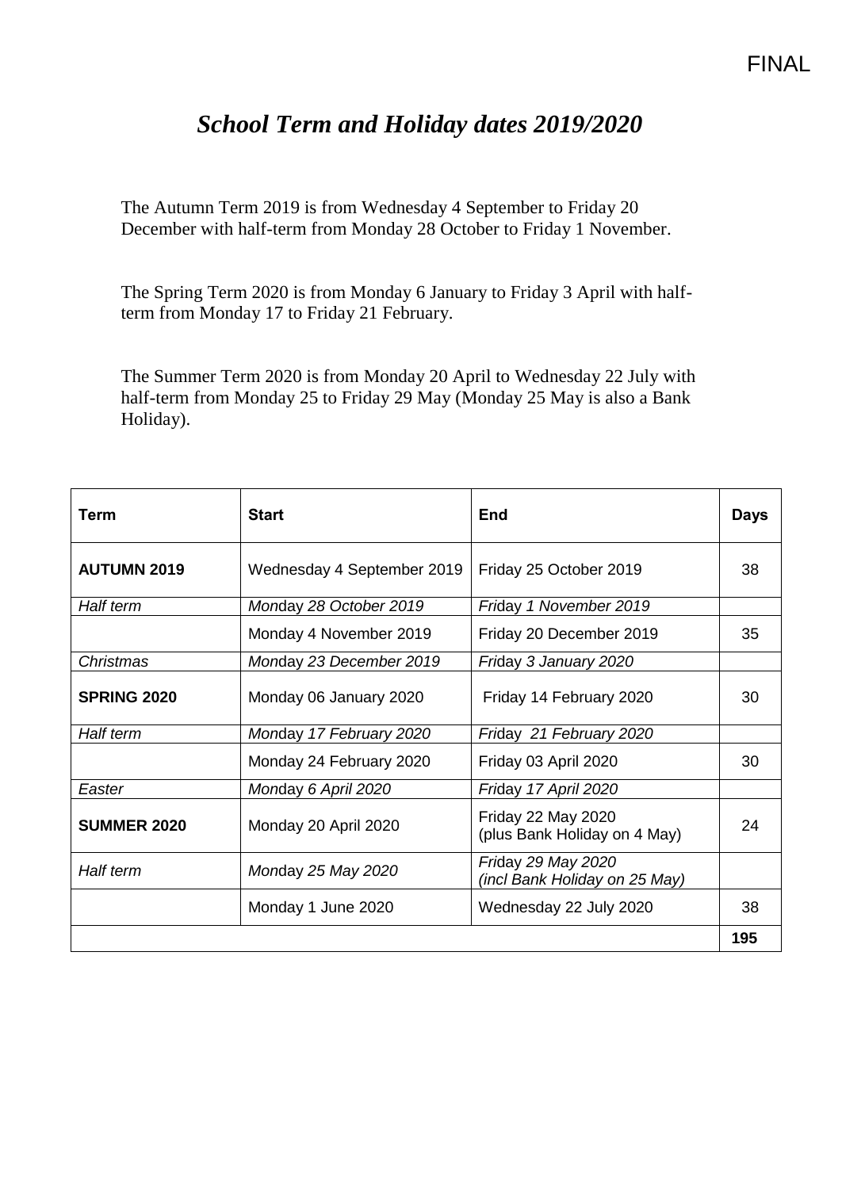FINAL

# *School Term and Holiday dates 2019/2020*

The Autumn Term 2019 is from Wednesday 4 September to Friday 20 December with half-term from Monday 28 October to Friday 1 November.

The Spring Term 2020 is from Monday 6 January to Friday 3 April with half-term from Monday 17 to Friday 21 February.

The Summer Term 2020 is from Monday 20 April to Wednesday 22 July with half-term from Monday 25 to Friday 29 May (Monday 25 May is also a Bank Holiday).

| **Term** | **Start** | **End** | **Days** |
|---|---|---|---|
| **AUTUMN 2019** | Wednesday 4 September 2019 | Friday 25 October 2019 | 38 |
| *Half term* | *Monday 28 October 2019* | *Friday 1 November 2019* | |
| | Monday 4 November 2019 | Friday 20 December 2019 | 35 |
| *Christmas* | *Monday 23 December 2019* | *Friday 3 January 2020* | |
| **SPRING 2020** | Monday 06 January 2020 | Friday 14 February 2020 | 30 |
| *Half term* | *Monday 17 February 2020* | *Friday 21 February 2020* | |
| | Monday 24 February 2020 | Friday 03 April 2020 | 30 |
| *Easter* | *Monday 6 April 2020* | *Friday 17 April 2020* | |
| **SUMMER 2020** | Monday 20 April 2020 | Friday 22 May 2020 (plus Bank Holiday on 4 May) | 24 |
| *Half term* | *Monday 25 May 2020* | *Friday 29 May 2020 (incl Bank Holiday on 25 May)* | |
| | Monday 1 June 2020 | Wednesday 22 July 2020 | 38 |
| | | | **195** |